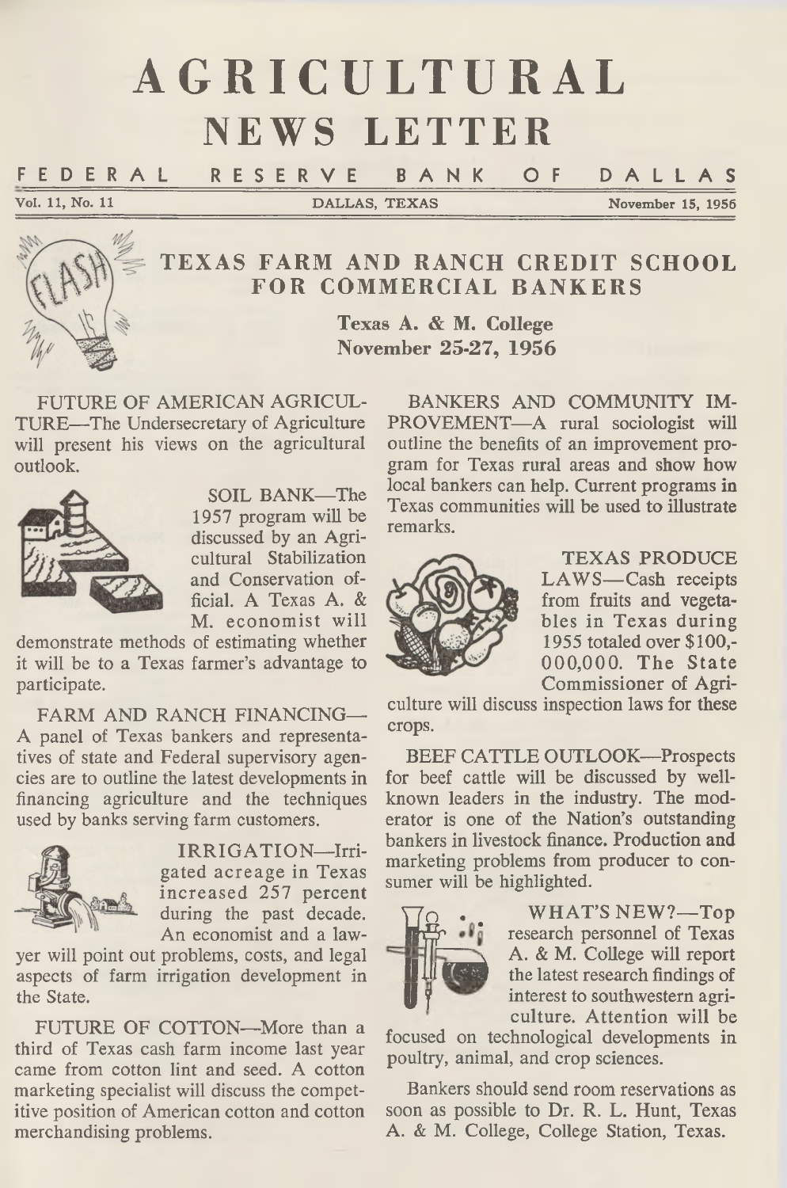# AGRICULTURAL NEWS LETTER

FEDERAL RESERVE BANK OF DALLAS

Vol. 11, No. 11 — DALLAS, TEXAS — November 15, 1956

## TEXAS FARM AND RANCH CREDIT SCHOOL FOR COMMERCIAL BANKERS

**Texas A. & M. College**
**November 25-27, 1956**

FUTURE OF AMERICAN AGRICULTURE—The Undersecretary of Agriculture will present his views on the agricultural outlook.

SOIL BANK—The 1957 program will be discussed by an Agricultural Stabilization and Conservation official. A Texas A. & M. economist will demonstrate methods of estimating whether it will be to a Texas farmer's advantage to participate.

FARM AND RANCH FINANCING—A panel of Texas bankers and representatives of state and Federal supervisory agencies are to outline the latest developments in financing agriculture and the techniques used by banks serving farm customers.

IRRIGATION—Irrigated acreage in Texas increased 257 percent during the past decade. An economist and a lawyer will point out problems, costs, and legal aspects of farm irrigation development in the State.

FUTURE OF COTTON—More than a third of Texas cash farm income last year came from cotton lint and seed. A cotton marketing specialist will discuss the competitive position of American cotton and cotton merchandising problems.

BANKERS AND COMMUNITY IMPROVEMENT—A rural sociologist will outline the benefits of an improvement program for Texas rural areas and show how local bankers can help. Current programs in Texas communities will be used to illustrate remarks.

TEXAS PRODUCE LAWS—Cash receipts from fruits and vegetables in Texas during 1955 totaled over $100,000,000. The State Commissioner of Agriculture will discuss inspection laws for these crops.

BEEF CATTLE OUTLOOK—Prospects for beef cattle will be discussed by well-known leaders in the industry. The moderator is one of the Nation's outstanding bankers in livestock finance. Production and marketing problems from producer to consumer will be highlighted.

WHAT'S NEW?—Top research personnel of Texas A. & M. College will report the latest research findings of interest to southwestern agriculture. Attention will be focused on technological developments in poultry, animal, and crop sciences.

Bankers should send room reservations as soon as possible to Dr. R. L. Hunt, Texas A. & M. College, College Station, Texas.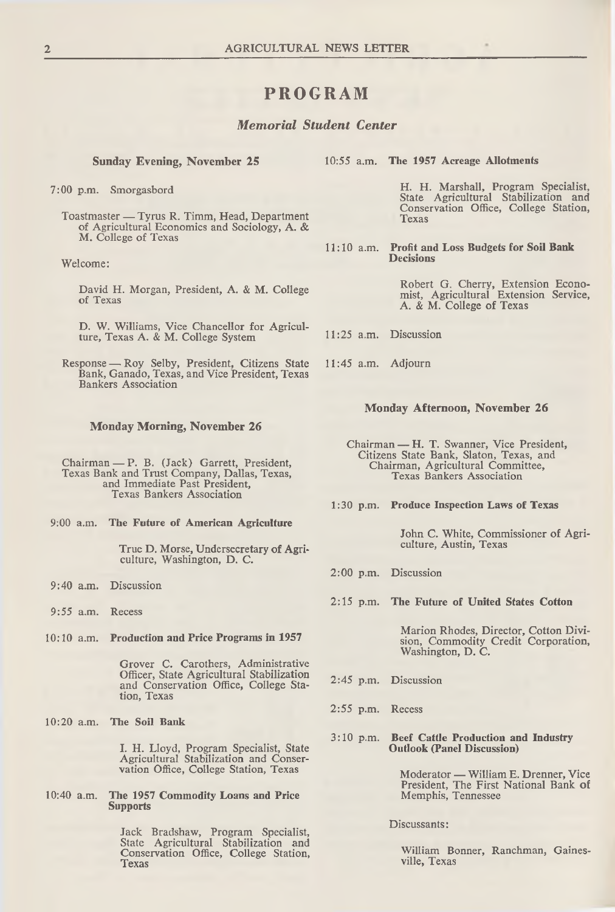# PROGRAM

## *Memorial Student Center*

### Sunday Evening, November 25

7:00 p.m. Smorgasbord

Toastmaster — Tyrus R. Timm, Head, Department of Agricultural Economics and Sociology, A. & M. College of Texas

Welcome:

David H. Morgan, President, A. & M. College of Texas

D. W. Williams, Vice Chancellor for Agriculture, Texas A. & M. College System

Response — Roy Selby, President, Citizens State Bank, Ganado, Texas, and Vice President, Texas Bankers Association

### Monday Morning, November 26

Chairman — P. B. (Jack) Garrett, President, Texas Bank and Trust Company, Dallas, Texas, and Immediate Past President, Texas Bankers Association

9:00 a.m. **The Future of American Agriculture**

True D. Morse, Undersecretary of Agriculture, Washington, D. C.

9:40 a.m. Discussion

9:55 a.m. Recess

10:10 a.m. **Production and Price Programs in 1957**

Grover C. Carothers, Administrative Officer, State Agricultural Stabilization and Conservation Office, College Station, Texas

10:20 a.m. **The Soil Bank**

I. H. Lloyd, Program Specialist, State Agricultural Stabilization and Conservation Office, College Station, Texas

10:40 a.m. **The 1957 Commodity Loans and Price Supports**

Jack Bradshaw, Program Specialist, State Agricultural Stabilization and Conservation Office, College Station, Texas

10:55 a.m. **The 1957 Acreage Allotments**

H. H. Marshall, Program Specialist, State Agricultural Stabilization and Conservation Office, College Station, Texas

11:10 a.m. **Profit and Loss Budgets for Soil Bank Decisions**

Robert G. Cherry, Extension Economist, Agricultural Extension Service, A. & M. College of Texas

11:25 a.m. Discussion

11:45 a.m. Adjourn

### Monday Afternoon, November 26

Chairman — H. T. Swanner, Vice President, Citizens State Bank, Slaton, Texas, and Chairman, Agricultural Committee, Texas Bankers Association

1:30 p.m. **Produce Inspection Laws of Texas**

John C. White, Commissioner of Agriculture, Austin, Texas

2:00 p.m. Discussion

2:15 p.m. **The Future of United States Cotton**

Marion Rhodes, Director, Cotton Division, Commodity Credit Corporation, Washington, D. C.

2:45 p.m. Discussion

2:55 p.m. Recess

3:10 p.m. **Beef Cattle Production and Industry Outlook (Panel Discussion)**

Moderator — William E. Drenner, Vice President, The First National Bank of Memphis, Tennessee

Discussants:

William Bonner, Ranchman, Gainesville, Texas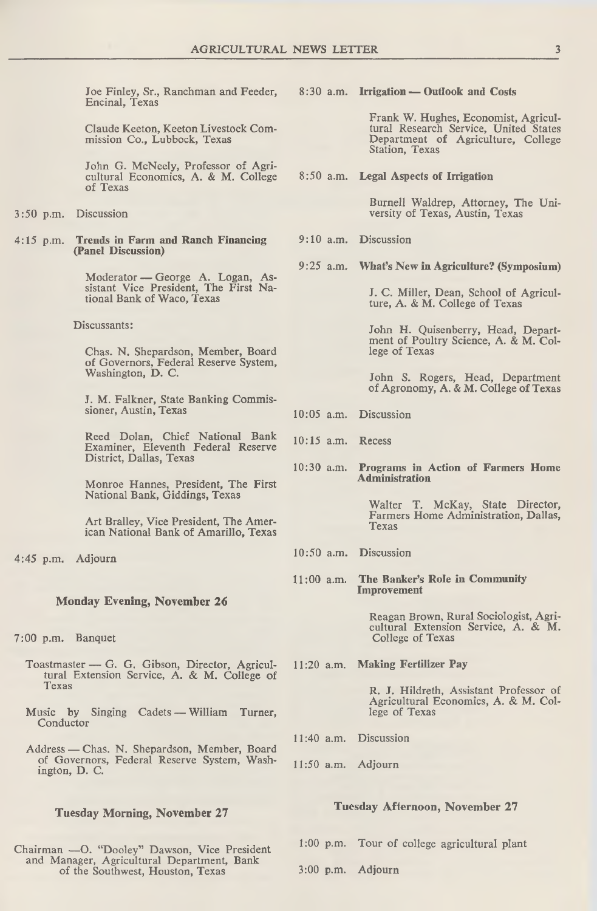Joe Finley, Sr., Ranchman and Feeder, Encinal, Texas

Claude Keeton, Keeton Livestock Commission Co., Lubbock, Texas

John G. McNeely, Professor of Agricultural Economics, A. & M. College of Texas

3:50 p.m. Discussion

4:15 p.m. **Trends in Farm and Ranch Financing (Panel Discussion)**

Moderator — George A. Logan, Assistant Vice President, The First National Bank of Waco, Texas

Discussants:

Chas. N. Shepardson, Member, Board of Governors, Federal Reserve System, Washington, D. C.

J. M. Falkner, State Banking Commissioner, Austin, Texas

Reed Dolan, Chief National Bank Examiner, Eleventh Federal Reserve District, Dallas, Texas

Monroe Hannes, President, The First National Bank, Giddings, Texas

Art Bralley, Vice President, The American National Bank of Amarillo, Texas

4:45 p.m. Adjourn

### Monday Evening, November 26

7:00 p.m. Banquet

Toastmaster — G. G. Gibson, Director, Agricultural Extension Service, A. & M. College of Texas

Music by Singing Cadets — William Turner, Conductor

Address — Chas. N. Shepardson, Member, Board of Governors, Federal Reserve System, Washington, D. C.

### Tuesday Morning, November 27

Chairman —O. "Dooley" Dawson, Vice President and Manager, Agricultural Department, Bank of the Southwest, Houston, Texas

8:30 a.m. **Irrigation — Outlook and Costs**

Frank W. Hughes, Economist, Agricultural Research Service, United States Department of Agriculture, College Station, Texas

8:50 a.m. **Legal Aspects of Irrigation**

Burnell Waldrep, Attorney, The University of Texas, Austin, Texas

9:10 a.m. Discussion

9:25 a.m. **What's New in Agriculture? (Symposium)**

J. C. Miller, Dean, School of Agriculture, A. & M. College of Texas

John H. Quisenberry, Head, Department of Poultry Science, A. & M. College of Texas

John S. Rogers, Head, Department of Agronomy, A. & M. College of Texas

10:05 a.m. Discussion

10:15 a.m. Recess

10:30 a.m. **Programs in Action of Farmers Home Administration**

Walter T. McKay, State Director, Farmers Home Administration, Dallas, Texas

10:50 a.m. Discussion

11:00 a.m. **The Banker's Role in Community Improvement**

Reagan Brown, Rural Sociologist, Agricultural Extension Service, A. & M. College of Texas

11:20 a.m. **Making Fertilizer Pay**

R. J. Hildreth, Assistant Professor of Agricultural Economics, A. & M. College of Texas

11:40 a.m. Discussion

11:50 a.m. Adjourn

### Tuesday Afternoon, November 27

1:00 p.m. Tour of college agricultural plant

3:00 p.m. Adjourn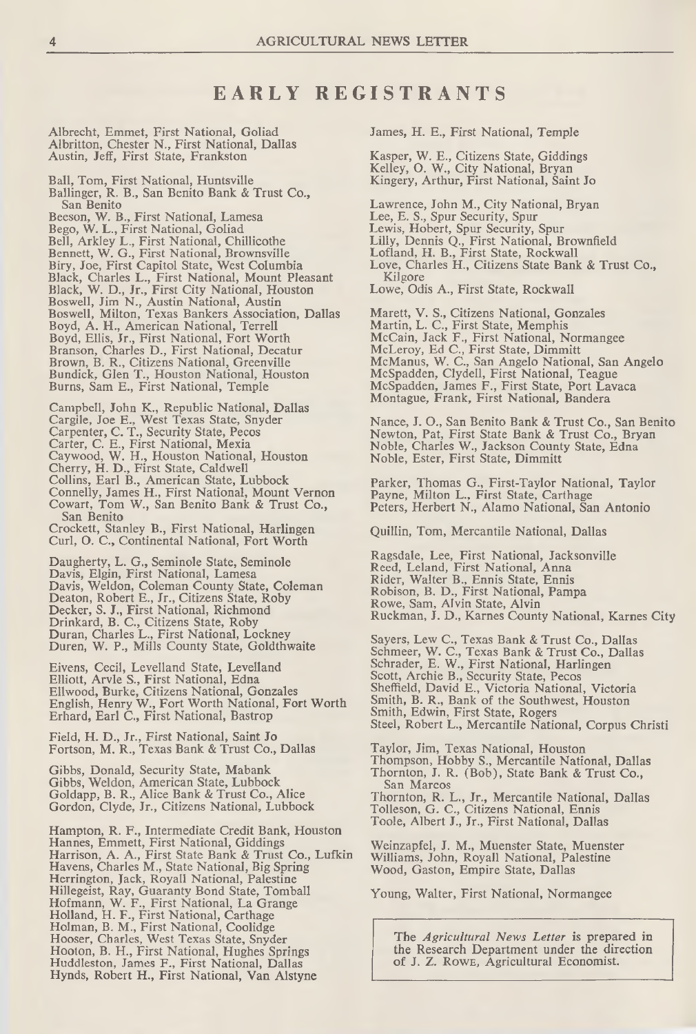## EARLY REGISTRANTS

Albrecht, Emmet, First National, Goliad
Albritton, Chester N., First National, Dallas
Austin, Jeff, First State, Frankston

Ball, Tom, First National, Huntsville
Ballinger, R. B., San Benito Bank & Trust Co., San Benito
Beeson, W. B., First National, Lamesa
Bego, W. L., First National, Goliad
Bell, Arkley L., First National, Chillicothe
Bennett, W. G., First National, Brownsville
Biry, Joe, First Capitol State, West Columbia
Black, Charles L., First National, Mount Pleasant
Black, W. D., Jr., First City National, Houston
Boswell, Jim N., Austin National, Austin
Boswell, Milton, Texas Bankers Association, Dallas
Boyd, A. H., American National, Terrell
Boyd, Ellis, Jr., First National, Fort Worth
Branson, Charles D., First National, Decatur
Brown, B. R., Citizens National, Greenville
Bundick, Glen T., Houston National, Houston
Burns, Sam E., First National, Temple

Campbell, John K., Republic National, Dallas
Cargile, Joe E., West Texas State, Snyder
Carpenter, C. T., Security State, Pecos
Carter, C. E., First National, Mexia
Caywood, W. H., Houston National, Houston
Cherry, H. D., First State, Caldwell
Collins, Earl B., American State, Lubbock
Connelly, James H., First National, Mount Vernon
Cowart, Tom W., San Benito Bank & Trust Co., San Benito
Crockett, Stanley B., First National, Harlingen
Curl, O. C., Continental National, Fort Worth

Daugherty, L. G., Seminole State, Seminole
Davis, Elgin, First National, Lamesa
Davis, Weldon, Coleman County State, Coleman
Deaton, Robert E., Jr., Citizens State, Roby
Decker, S. J., First National, Richmond
Drinkard, B. C., Citizens State, Roby
Duran, Charles L., First National, Lockney
Duren, W. P., Mills County State, Goldthwaite

Eivens, Cecil, Levelland State, Levelland
Elliott, Arvle S., First National, Edna
Ellwood, Burke, Citizens National, Gonzales
English, Henry W., Fort Worth National, Fort Worth
Erhard, Earl C., First National, Bastrop

Field, H. D., Jr., First National, Saint Jo
Fortson, M. R., Texas Bank & Trust Co., Dallas

Gibbs, Donald, Security State, Mabank
Gibbs, Weldon, American State, Lubbock
Goldapp, B. R., Alice Bank & Trust Co., Alice
Gordon, Clyde, Jr., Citizens National, Lubbock

Hampton, R. F., Intermediate Credit Bank, Houston
Hannes, Emmett, First National, Giddings
Harrison, A. A., First State Bank & Trust Co., Lufkin
Havens, Charles M., State National, Big Spring
Herrington, Jack, Royall National, Palestine
Hillegeist, Ray, Guaranty Bond State, Tomball
Hofmann, W. F., First National, La Grange
Holland, H. F., First National, Carthage
Holman, B. M., First National, Coolidge
Hooser, Charles, West Texas State, Snyder
Hooton, B. H., First National, Hughes Springs
Huddleston, James F., First National, Dallas
Hynds, Robert H., First National, Van Alstyne

James, H. E., First National, Temple

Kasper, W. E., Citizens State, Giddings
Kelley, O. W., City National, Bryan
Kingery, Arthur, First National, Saint Jo

Lawrence, John M., City National, Bryan
Lee, E. S., Spur Security, Spur
Lewis, Hobert, Spur Security, Spur
Lilly, Dennis Q., First National, Brownfield
Lofland, H. B., First State, Rockwall
Love, Charles H., Citizens State Bank & Trust Co., Kilgore
Lowe, Odis A., First State, Rockwall

Marett, V. S., Citizens National, Gonzales
Martin, L. C., First State, Memphis
McCain, Jack F., First National, Normangee
McLeroy, Ed C., First State, Dimmitt
McManus, W. C., San Angelo National, San Angelo
McSpadden, Clydell, First National, Teague
McSpadden, James F., First State, Port Lavaca
Montague, Frank, First National, Bandera

Nance, J. O., San Benito Bank & Trust Co., San Benito
Newton, Pat, First State Bank & Trust Co., Bryan
Noble, Charles W., Jackson County State, Edna
Noble, Ester, First State, Dimmitt

Parker, Thomas G., First-Taylor National, Taylor
Payne, Milton L., First State, Carthage
Peters, Herbert N., Alamo National, San Antonio

Quillin, Tom, Mercantile National, Dallas

Ragsdale, Lee, First National, Jacksonville
Reed, Leland, First National, Anna
Rider, Walter B., Ennis State, Ennis
Robison, B. D., First National, Pampa
Rowe, Sam, Alvin State, Alvin
Ruckman, J. D., Karnes County National, Karnes City

Sayers, Lew C., Texas Bank & Trust Co., Dallas
Schmeer, W. C., Texas Bank & Trust Co., Dallas
Schrader, E. W., First National, Harlingen
Scott, Archie B., Security State, Pecos
Sheffield, David E., Victoria National, Victoria
Smith, B. R., Bank of the Southwest, Houston
Smith, Edwin, First State, Rogers
Steel, Robert L., Mercantile National, Corpus Christi

Taylor, Jim, Texas National, Houston
Thompson, Hobby S., Mercantile National, Dallas
Thornton, J. R. (Bob), State Bank & Trust Co., San Marcos
Thornton, R. L., Jr., Mercantile National, Dallas
Tolleson, G. C., Citizens National, Ennis
Toole, Albert J., Jr., First National, Dallas

Weinzapfel, J. M., Muenster State, Muenster
Williams, John, Royall National, Palestine
Wood, Gaston, Empire State, Dallas

Young, Walter, First National, Normangee

The *Agricultural News Letter* is prepared in the Research Department under the direction of J. Z. Rowe, Agricultural Economist.